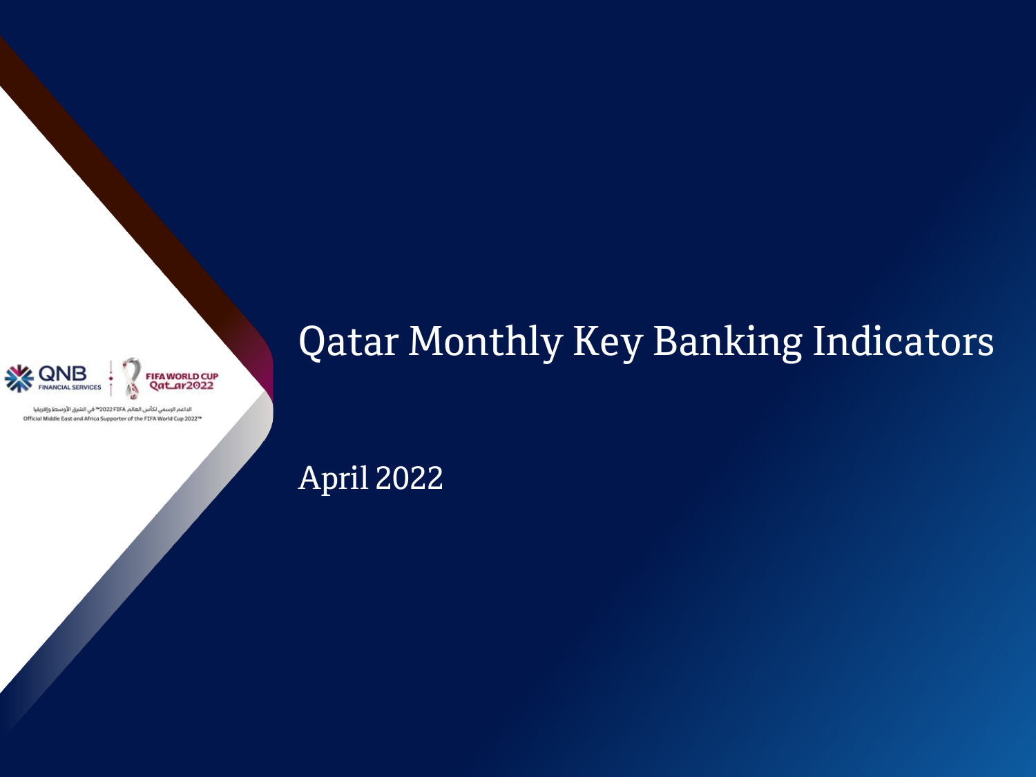QNB FINANCIAL SERVICES

FIFA WORLD CUP Qatar2022

الداعم الرسمي لكأس العالم FIFA 2022™ في الشرق الأوسط وإفريقيا

Official Middle East and Africa Supporter of the FIFA World Cup 2022™

# Qatar Monthly Key Banking Indicators

April 2022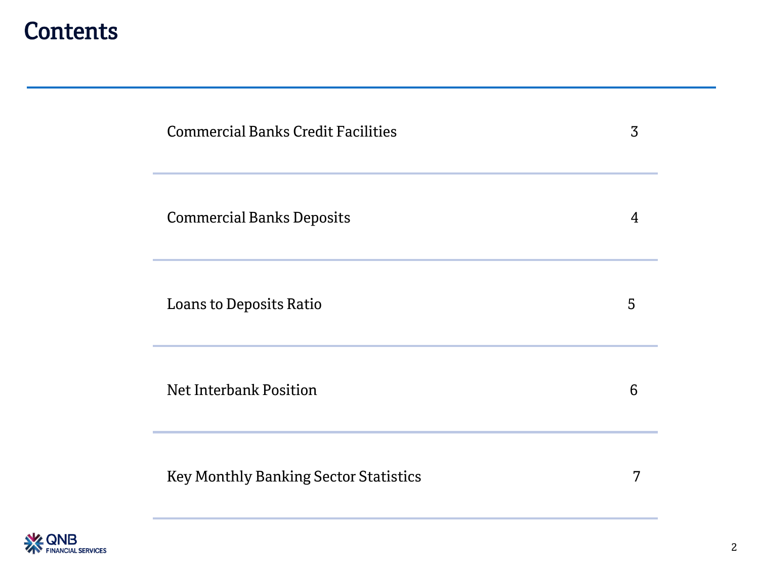# Contents

| | |
|---|---|
| Commercial Banks Credit Facilities | 3 |
| Commercial Banks Deposits | 4 |
| Loans to Deposits Ratio | 5 |
| Net Interbank Position | 6 |
| Key Monthly Banking Sector Statistics | 7 |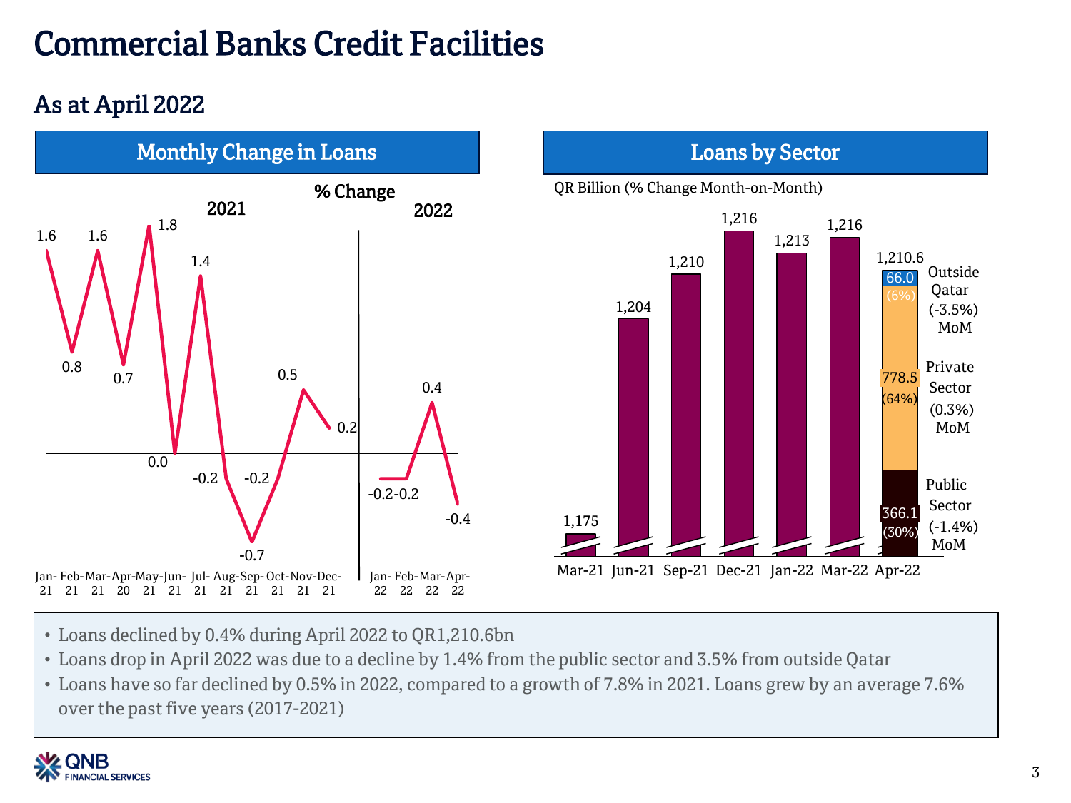# Commercial Banks Credit Facilities

## As at April 2022

### Monthly Change in Loans

% Change

| | Jan-21 | Feb-21 | Mar-21 | Apr-20 | May-21 | Jun-21 | Jul-21 | Aug-21 | Sep-21 | Oct-21 | Nov-21 | Dec-21 | Jan-22 | Feb-22 | Mar-22 | Apr-22 |
|---|---|---|---|---|---|---|---|---|---|---|---|---|---|---|---|---|
| % Change | 1.6 | 0.8 | 1.6 | 0.7 | 1.8 | 0.0 | 1.4 | -0.2 | -0.7 | -0.2 | 0.5 | 0.2 | -0.2 | -0.2 | 0.4 | -0.4 |

### Loans by Sector

QR Billion (% Change Month-on-Month)

| | Mar-21 | Jun-21 | Sep-21 | Dec-21 | Jan-22 | Mar-22 | Apr-22 |
|---|---|---|---|---|---|---|---|
| Total Loans | 1,175 | 1,204 | 1,210 | 1,216 | 1,213 | 1,216 | 1,210.6 |

Apr-22 breakdown:

- Outside Qatar: 66.0 (6%) — (-3.5%) MoM
- Private Sector: 778.5 (64%) — (0.3%) MoM
- Public Sector: 366.1 (30%) — (-1.4%) MoM

---

- Loans declined by 0.4% during April 2022 to QR1,210.6bn
- Loans drop in April 2022 was due to a decline by 1.4% from the public sector and 3.5% from outside Qatar
- Loans have so far declined by 0.5% in 2022, compared to a growth of 7.8% in 2021. Loans grew by an average 7.6% over the past five years (2017-2021)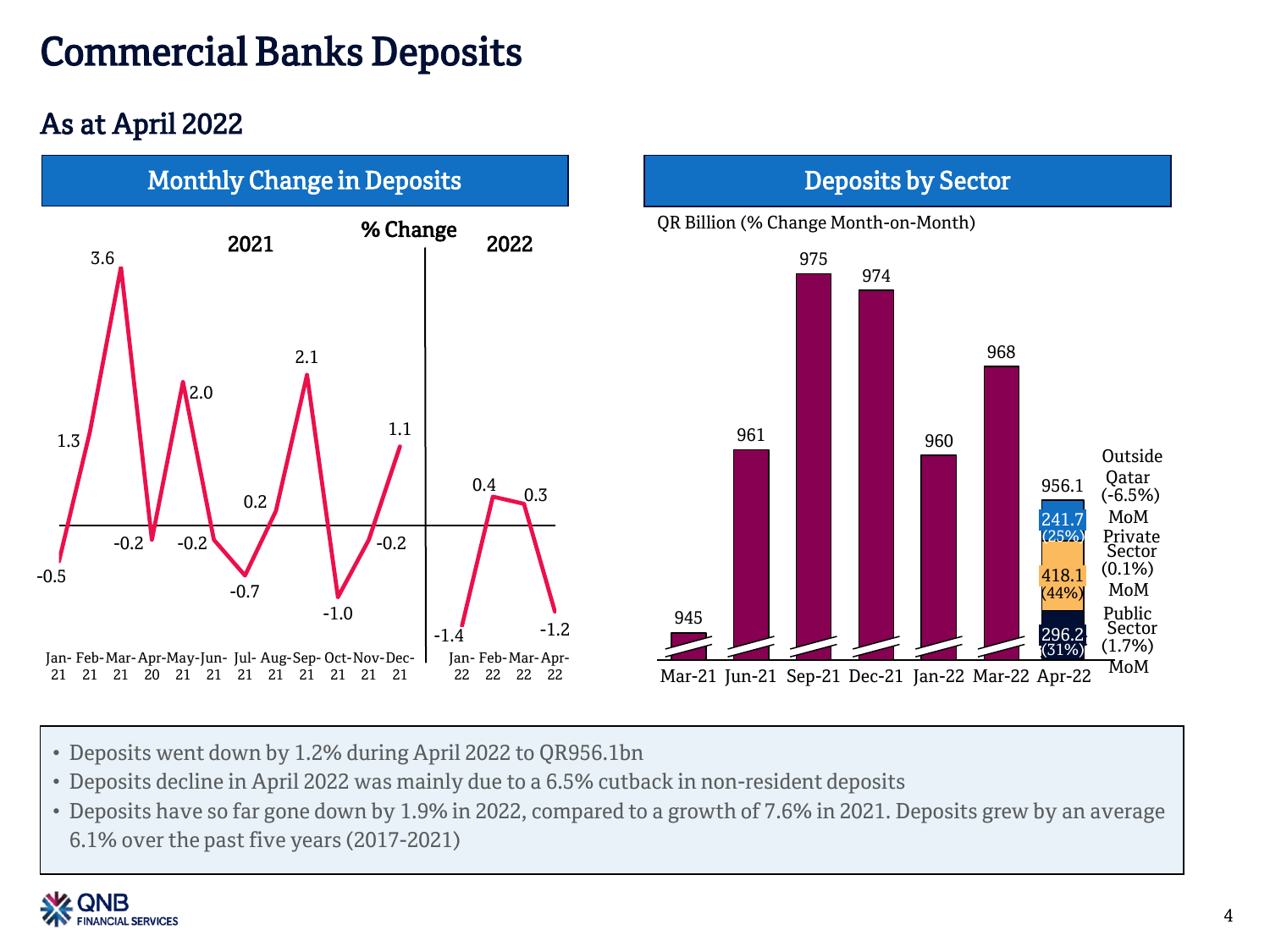# Commercial Banks Deposits

## As at April 2022

### Monthly Change in Deposits

% Change

| | Jan-21 | Feb-21 | Mar-21 | Apr-20 | May-21 | Jun-21 | Jul-21 | Aug-21 | Sep-21 | Oct-21 | Nov-21 | Dec-21 | Jan-22 | Feb-22 | Mar-22 | Apr-22 |
|---|---|---|---|---|---|---|---|---|---|---|---|---|---|---|---|---|
| % Change | -0.5 | 1.3 | 3.6 | -0.2 | 2.0 | -0.2 | -0.7 | 0.2 | 2.1 | -1.0 | -0.2 | 1.1 | -1.4 | 0.4 | 0.3 | -1.2 |

### Deposits by Sector

QR Billion (% Change Month-on-Month)

| Mar-21 | Jun-21 | Sep-21 | Dec-21 | Jan-22 | Mar-22 | Apr-22 |
|---|---|---|---|---|---|---|
| 945 | 961 | 975 | 974 | 960 | 968 | 956.1 |

Apr-22 breakdown:

| Sector | QR Billion | Share | MoM Change |
|---|---|---|---|
| Outside Qatar | 241.7 | (25%) | (-6.5%) MoM |
| Private Sector | 418.1 | (44%) | (0.1%) MoM |
| Public Sector | 296.2 | (31%) | (1.7%) MoM |

- Deposits went down by 1.2% during April 2022 to QR956.1bn
- Deposits decline in April 2022 was mainly due to a 6.5% cutback in non-resident deposits
- Deposits have so far gone down by 1.9% in 2022, compared to a growth of 7.6% in 2021. Deposits grew by an average 6.1% over the past five years (2017-2021)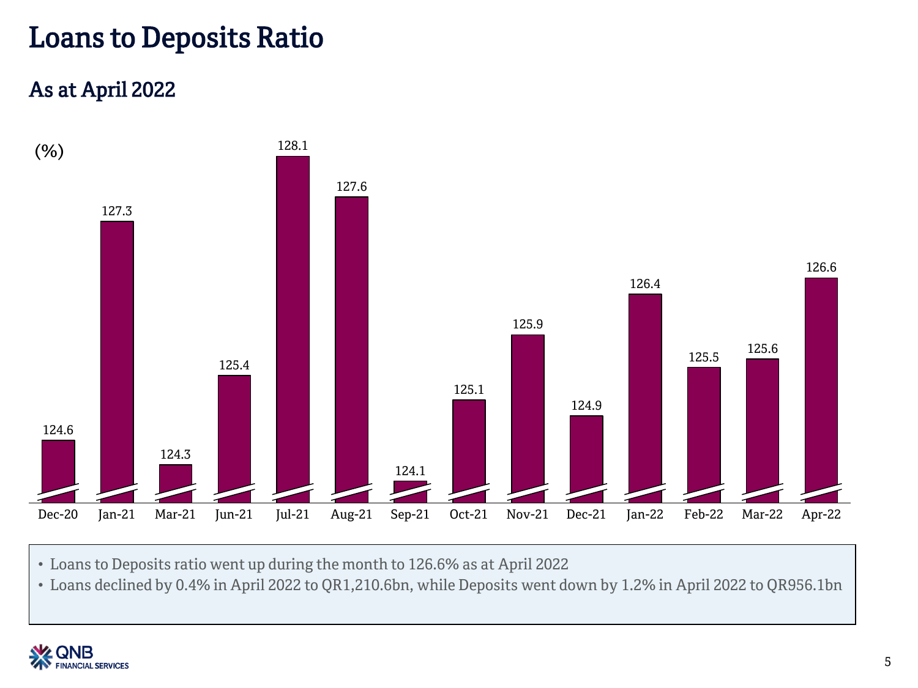# Loans to Deposits Ratio

## As at April 2022

(%)

| Month | Ratio |
|---|---|
| Dec-20 | 124.6 |
| Jan-21 | 127.3 |
| Mar-21 | 124.3 |
| Jun-21 | 125.4 |
| Jul-21 | 128.1 |
| Aug-21 | 127.6 |
| Sep-21 | 124.1 |
| Oct-21 | 125.1 |
| Nov-21 | 125.9 |
| Dec-21 | 124.9 |
| Jan-22 | 126.4 |
| Feb-22 | 125.5 |
| Mar-22 | 125.6 |
| Apr-22 | 126.6 |

- Loans to Deposits ratio went up during the month to 126.6% as at April 2022
- Loans declined by 0.4% in April 2022 to QR1,210.6bn, while Deposits went down by 1.2% in April 2022 to QR956.1bn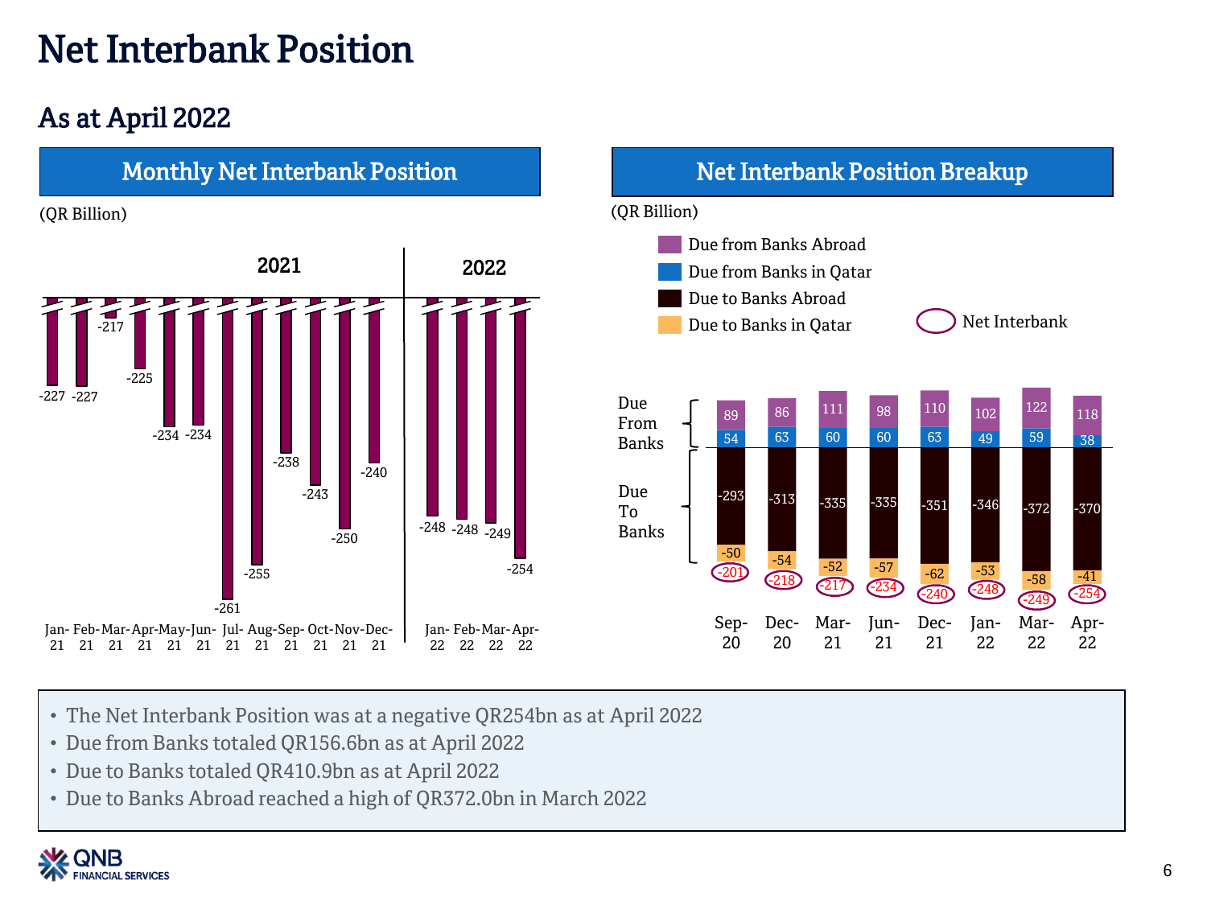# Net Interbank Position

## As at April 2022

### Monthly Net Interbank Position

(QR Billion)

| | Jan-21 | Feb-21 | Mar-21 | Apr-21 | May-21 | Jun-21 | Jul-21 | Aug-21 | Sep-21 | Oct-21 | Nov-21 | Dec-21 | Jan-22 | Feb-22 | Mar-22 | Apr-22 |
|---|---|---|---|---|---|---|---|---|---|---|---|---|---|---|---|---|
| Net Interbank Position | -227 | -227 | -217 | -225 | -234 | -234 | -261 | -255 | -238 | -243 | -250 | -240 | -248 | -248 | -249 | -254 |

### Net Interbank Position Breakup

(QR Billion)

| | Sep-20 | Dec-20 | Mar-21 | Jun-21 | Dec-21 | Jan-22 | Mar-22 | Apr-22 |
|---|---|---|---|---|---|---|---|---|
| Due from Banks Abroad | 89 | 86 | 111 | 98 | 110 | 102 | 122 | 118 |
| Due from Banks in Qatar | 54 | 63 | 60 | 60 | 63 | 49 | 59 | 38 |
| Due to Banks Abroad | -293 | -313 | -335 | -335 | -351 | -346 | -372 | -370 |
| Due to Banks in Qatar | -50 | -54 | -52 | -57 | -62 | -53 | -58 | -41 |
| Net Interbank | -201 | -218 | -217 | -234 | -240 | -248 | -249 | -254 |

- The Net Interbank Position was at a negative QR254bn as at April 2022
- Due from Banks totaled QR156.6bn as at April 2022
- Due to Banks totaled QR410.9bn as at April 2022
- Due to Banks Abroad reached a high of QR372.0bn in March 2022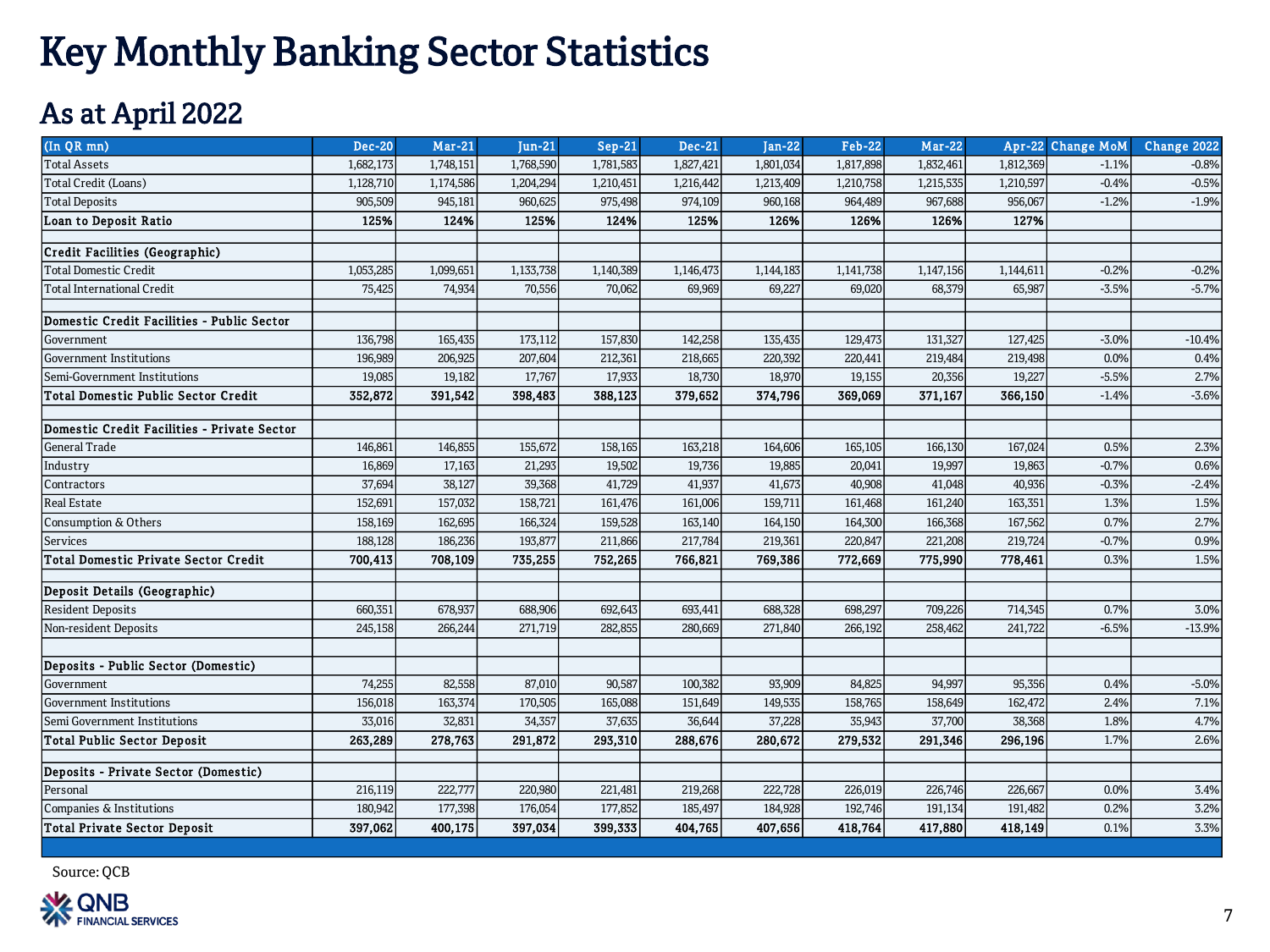# Key Monthly Banking Sector Statistics

## As at April 2022

| (In QR mn) | Dec-20 | Mar-21 | Jun-21 | Sep-21 | Dec-21 | Jan-22 | Feb-22 | Mar-22 | Apr-22 | Change MoM | Change 2022 |
|---|---|---|---|---|---|---|---|---|---|---|---|
| Total Assets | 1,682,173 | 1,748,151 | 1,768,590 | 1,781,583 | 1,827,421 | 1,801,034 | 1,817,898 | 1,832,461 | 1,812,369 | -1.1% | -0.8% |
| Total Credit (Loans) | 1,128,710 | 1,174,586 | 1,204,294 | 1,210,451 | 1,216,442 | 1,213,409 | 1,210,758 | 1,215,535 | 1,210,597 | -0.4% | -0.5% |
| Total Deposits | 905,509 | 945,181 | 960,625 | 975,498 | 974,109 | 960,168 | 964,489 | 967,688 | 956,067 | -1.2% | -1.9% |
| **Loan to Deposit Ratio** | **125%** | **124%** | **125%** | **124%** | **125%** | **126%** | **126%** | **126%** | **127%** | | |
| | | | | | | | | | | | |
| **Credit Facilities (Geographic)** | | | | | | | | | | | |
| Total Domestic Credit | 1,053,285 | 1,099,651 | 1,133,738 | 1,140,389 | 1,146,473 | 1,144,183 | 1,141,738 | 1,147,156 | 1,144,611 | -0.2% | -0.2% |
| Total International Credit | 75,425 | 74,934 | 70,556 | 70,062 | 69,969 | 69,227 | 69,020 | 68,379 | 65,987 | -3.5% | -5.7% |
| | | | | | | | | | | | |
| **Domestic Credit Facilities - Public Sector** | | | | | | | | | | | |
| Government | 136,798 | 165,435 | 173,112 | 157,830 | 142,258 | 135,435 | 129,473 | 131,327 | 127,425 | -3.0% | -10.4% |
| Government Institutions | 196,989 | 206,925 | 207,604 | 212,361 | 218,665 | 220,392 | 220,441 | 219,484 | 219,498 | 0.0% | 0.4% |
| Semi-Government Institutions | 19,085 | 19,182 | 17,767 | 17,933 | 18,730 | 18,970 | 19,155 | 20,356 | 19,227 | -5.5% | 2.7% |
| **Total Domestic Public Sector Credit** | **352,872** | **391,542** | **398,483** | **388,123** | **379,652** | **374,796** | **369,069** | **371,167** | **366,150** | -1.4% | -3.6% |
| | | | | | | | | | | | |
| **Domestic Credit Facilities - Private Sector** | | | | | | | | | | | |
| General Trade | 146,861 | 146,855 | 155,672 | 158,165 | 163,218 | 164,606 | 165,105 | 166,130 | 167,024 | 0.5% | 2.3% |
| Industry | 16,869 | 17,163 | 21,293 | 19,502 | 19,736 | 19,885 | 20,041 | 19,997 | 19,863 | -0.7% | 0.6% |
| Contractors | 37,694 | 38,127 | 39,368 | 41,729 | 41,937 | 41,673 | 40,908 | 41,048 | 40,936 | -0.3% | -2.4% |
| Real Estate | 152,691 | 157,032 | 158,721 | 161,476 | 161,006 | 159,711 | 161,468 | 161,240 | 163,351 | 1.3% | 1.5% |
| Consumption & Others | 158,169 | 162,695 | 166,324 | 159,528 | 163,140 | 164,150 | 164,300 | 166,368 | 167,562 | 0.7% | 2.7% |
| Services | 188,128 | 186,236 | 193,877 | 211,866 | 217,784 | 219,361 | 220,847 | 221,208 | 219,724 | -0.7% | 0.9% |
| **Total Domestic Private Sector Credit** | **700,413** | **708,109** | **735,255** | **752,265** | **766,821** | **769,386** | **772,669** | **775,990** | **778,461** | 0.3% | 1.5% |
| | | | | | | | | | | | |
| **Deposit Details (Geographic)** | | | | | | | | | | | |
| Resident Deposits | 660,351 | 678,937 | 688,906 | 692,643 | 693,441 | 688,328 | 698,297 | 709,226 | 714,345 | 0.7% | 3.0% |
| Non-resident Deposits | 245,158 | 266,244 | 271,719 | 282,855 | 280,669 | 271,840 | 266,192 | 258,462 | 241,722 | -6.5% | -13.9% |
| | | | | | | | | | | | |
| **Deposits - Public Sector (Domestic)** | | | | | | | | | | | |
| Government | 74,255 | 82,558 | 87,010 | 90,587 | 100,382 | 93,909 | 84,825 | 94,997 | 95,356 | 0.4% | -5.0% |
| Government Institutions | 156,018 | 163,374 | 170,505 | 165,088 | 151,649 | 149,535 | 158,765 | 158,649 | 162,472 | 2.4% | 7.1% |
| Semi Government Institutions | 33,016 | 32,831 | 34,357 | 37,635 | 36,644 | 37,228 | 35,943 | 37,700 | 38,368 | 1.8% | 4.7% |
| **Total Public Sector Deposit** | **263,289** | **278,763** | **291,872** | **293,310** | **288,676** | **280,672** | **279,532** | **291,346** | **296,196** | 1.7% | 2.6% |
| | | | | | | | | | | | |
| **Deposits - Private Sector (Domestic)** | | | | | | | | | | | |
| Personal | 216,119 | 222,777 | 220,980 | 221,481 | 219,268 | 222,728 | 226,019 | 226,746 | 226,667 | 0.0% | 3.4% |
| Companies & Institutions | 180,942 | 177,398 | 176,054 | 177,852 | 185,497 | 184,928 | 192,746 | 191,134 | 191,482 | 0.2% | 3.2% |
| **Total Private Sector Deposit** | **397,062** | **400,175** | **397,034** | **399,333** | **404,765** | **407,656** | **418,764** | **417,880** | **418,149** | 0.1% | 3.3% |

Source: QCB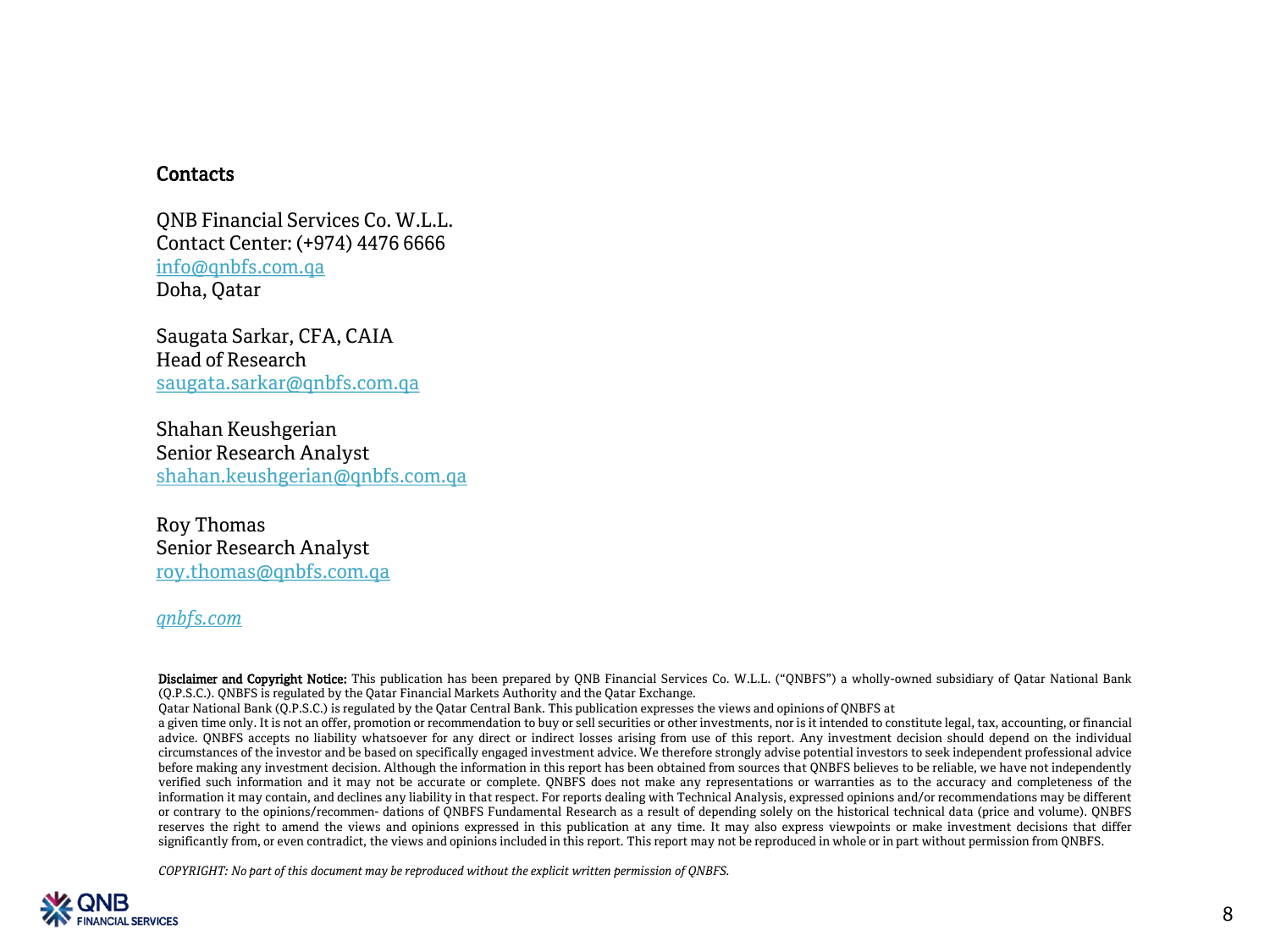## Contacts

QNB Financial Services Co. W.L.L.
Contact Center: (+974) 4476 6666
info@qnbfs.com.qa
Doha, Qatar

Saugata Sarkar, CFA, CAIA
Head of Research
saugata.sarkar@qnbfs.com.qa

Shahan Keushgerian
Senior Research Analyst
shahan.keushgerian@qnbfs.com.qa

Roy Thomas
Senior Research Analyst
roy.thomas@qnbfs.com.qa

*qnbfs.com*

**Disclaimer and Copyright Notice:** This publication has been prepared by QNB Financial Services Co. W.L.L. ("QNBFS") a wholly-owned subsidiary of Qatar National Bank (Q.P.S.C.). QNBFS is regulated by the Qatar Financial Markets Authority and the Qatar Exchange.
Qatar National Bank (Q.P.S.C.) is regulated by the Qatar Central Bank. This publication expresses the views and opinions of QNBFS at
a given time only. It is not an offer, promotion or recommendation to buy or sell securities or other investments, nor is it intended to constitute legal, tax, accounting, or financial advice. QNBFS accepts no liability whatsoever for any direct or indirect losses arising from use of this report. Any investment decision should depend on the individual circumstances of the investor and be based on specifically engaged investment advice. We therefore strongly advise potential investors to seek independent professional advice before making any investment decision. Although the information in this report has been obtained from sources that QNBFS believes to be reliable, we have not independently verified such information and it may not be accurate or complete. QNBFS does not make any representations or warranties as to the accuracy and completeness of the information it may contain, and declines any liability in that respect. For reports dealing with Technical Analysis, expressed opinions and/or recommendations may be different or contrary to the opinions/recommen- dations of QNBFS Fundamental Research as a result of depending solely on the historical technical data (price and volume). QNBFS reserves the right to amend the views and opinions expressed in this publication at any time. It may also express viewpoints or make investment decisions that differ significantly from, or even contradict, the views and opinions included in this report. This report may not be reproduced in whole or in part without permission from QNBFS.

*COPYRIGHT: No part of this document may be reproduced without the explicit written permission of QNBFS.*